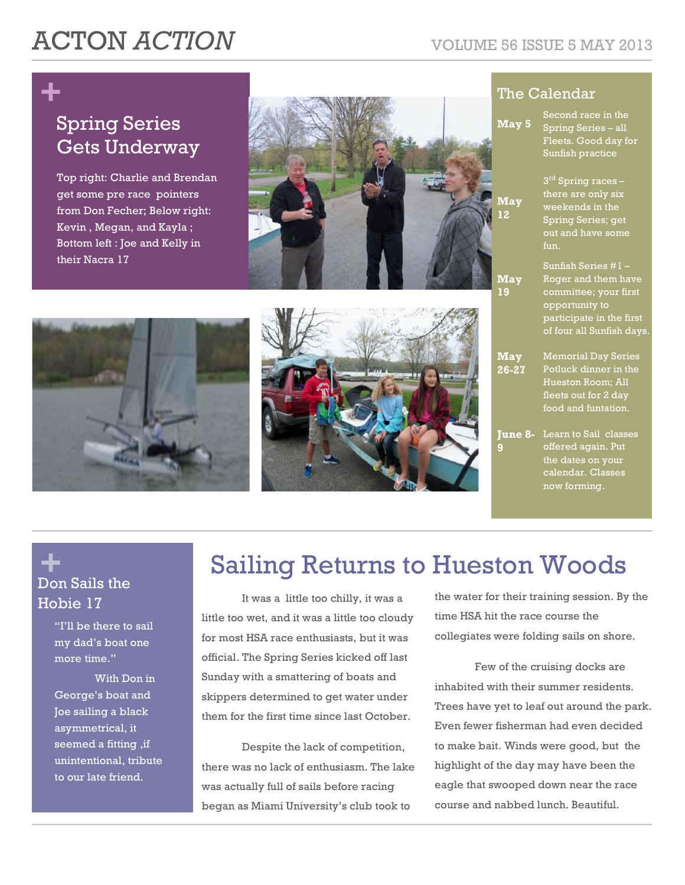# ACTON *ACTION*

VOLUME 56 ISSUE 5 MAY 2013

## Spring Series Gets Underway

Top right: Charlie and Brendan get some pre race pointers from Don Fecher; Below right: Kevin , Megan, and Kayla ; Bottom left : Joe and Kelly in their Nacra 17

## The Calendar

| | |
|---|---|
| **May 5** | Second race in the Spring Series – all Fleets. Good day for Sunfish practice |
| **May 12** | 3rd Spring races – there are only six weekends in the Spring Series; get out and have some fun. |
| **May 19** | Sunfish Series #1 – Roger and them have committee; your first opportunity to participate in the first of four all Sunfish days. |
| **May 26-27** | Memorial Day Series Potluck dinner in the Hueston Room; All fleets out for 2 day food and funtation. |
| **June 8-9** | Learn to Sail classes offered again. Put the dates on your calendar. Classes now forming. |

## Don Sails the Hobie 17

"I'll be there to sail my dad's boat one more time."

With Don in George's boat and Joe sailing a black asymmetrical, it seemed a fitting ,if unintentional, tribute to our late friend.

# Sailing Returns to Hueston Woods

It was a little too chilly, it was a little too wet, and it was a little too cloudy for most HSA race enthusiasts, but it was official. The Spring Series kicked off last Sunday with a smattering of boats and skippers determined to get water under them for the first time since last October.

Despite the lack of competition, there was no lack of enthusiasm. The lake was actually full of sails before racing began as Miami University's club took to the water for their training session. By the time HSA hit the race course the collegiates were folding sails on shore.

Few of the cruising docks are inhabited with their summer residents. Trees have yet to leaf out around the park. Even fewer fisherman had even decided to make bait. Winds were good, but the highlight of the day may have been the eagle that swooped down near the race course and nabbed lunch. Beautiful.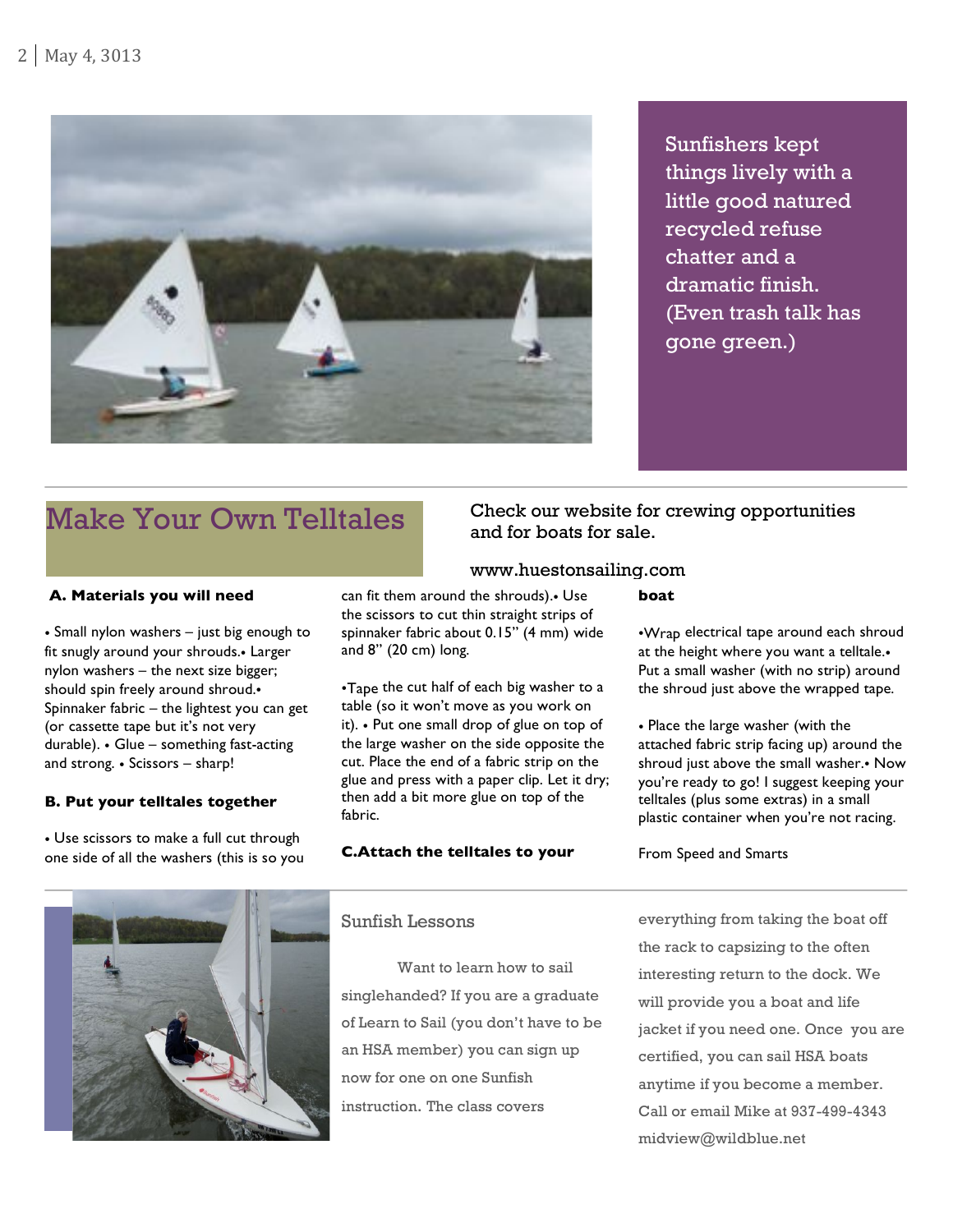Sunfishers kept things lively with a little good natured recycled refuse chatter and a dramatic finish. (Even trash talk has gone green.)

## Make Your Own Telltales

Check our website for crewing opportunities and for boats for sale.

www.huestonsailing.com

**A. Materials you will need**

• Small nylon washers – just big enough to fit snugly around your shrouds.• Larger nylon washers – the next size bigger; should spin freely around shroud.• Spinnaker fabric – the lightest you can get (or cassette tape but it's not very durable). • Glue – something fast-acting and strong. • Scissors – sharp!

**B. Put your telltales together**

• Use scissors to make a full cut through one side of all the washers (this is so you can fit them around the shrouds).• Use the scissors to cut thin straight strips of spinnaker fabric about 0.15" (4 mm) wide and 8" (20 cm) long.

•Tape the cut half of each big washer to a table (so it won't move as you work on it). • Put one small drop of glue on top of the large washer on the side opposite the cut. Place the end of a fabric strip on the glue and press with a paper clip. Let it dry; then add a bit more glue on top of the fabric.

**C.Attach the telltales to your boat**

•Wrap electrical tape around each shroud at the height where you want a telltale.• Put a small washer (with no strip) around the shroud just above the wrapped tape.

• Place the large washer (with the attached fabric strip facing up) around the shroud just above the small washer.• Now you're ready to go! I suggest keeping your telltales (plus some extras) in a small plastic container when you're not racing.

From Speed and Smarts

### Sunfish Lessons

Want to learn how to sail singlehanded? If you are a graduate of Learn to Sail (you don't have to be an HSA member) you can sign up now for one on one Sunfish instruction. The class covers everything from taking the boat off the rack to capsizing to the often interesting return to the dock. We will provide you a boat and life jacket if you need one. Once you are certified, you can sail HSA boats anytime if you become a member. Call or email Mike at 937-499-4343 midview@wildblue.net